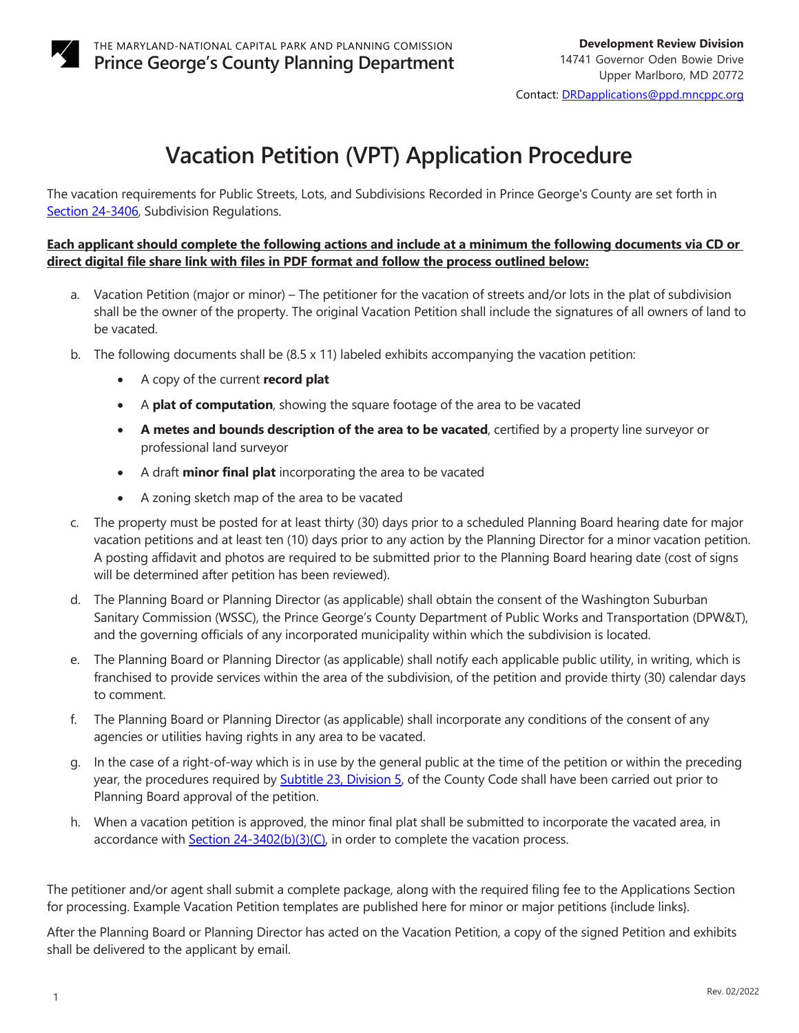THE MARYLAND-NATIONAL CAPITAL PARK AND PLANNING COMISSION
**Prince George's County Planning Department**

**Development Review Division**
14741 Governor Oden Bowie Drive
Upper Marlboro, MD 20772
Contact: DRDapplications@ppd.mncppc.org

# Vacation Petition (VPT) Application Procedure

The vacation requirements for Public Streets, Lots, and Subdivisions Recorded in Prince George's County are set forth in Section 24-3406, Subdivision Regulations.

**Each applicant should complete the following actions and include at a minimum the following documents via CD or direct digital file share link with files in PDF format and follow the process outlined below:**

a. Vacation Petition (major or minor) – The petitioner for the vacation of streets and/or lots in the plat of subdivision shall be the owner of the property. The original Vacation Petition shall include the signatures of all owners of land to be vacated.

b. The following documents shall be (8.5 x 11) labeled exhibits accompanying the vacation petition:
   - A copy of the current **record plat**
   - A **plat of computation**, showing the square footage of the area to be vacated
   - **A metes and bounds description of the area to be vacated**, certified by a property line surveyor or professional land surveyor
   - A draft **minor final plat** incorporating the area to be vacated
   - A zoning sketch map of the area to be vacated

c. The property must be posted for at least thirty (30) days prior to a scheduled Planning Board hearing date for major vacation petitions and at least ten (10) days prior to any action by the Planning Director for a minor vacation petition. A posting affidavit and photos are required to be submitted prior to the Planning Board hearing date (cost of signs will be determined after petition has been reviewed).

d. The Planning Board or Planning Director (as applicable) shall obtain the consent of the Washington Suburban Sanitary Commission (WSSC), the Prince George's County Department of Public Works and Transportation (DPW&T), and the governing officials of any incorporated municipality within which the subdivision is located.

e. The Planning Board or Planning Director (as applicable) shall notify each applicable public utility, in writing, which is franchised to provide services within the area of the subdivision, of the petition and provide thirty (30) calendar days to comment.

f. The Planning Board or Planning Director (as applicable) shall incorporate any conditions of the consent of any agencies or utilities having rights in any area to be vacated.

g. In the case of a right-of-way which is in use by the general public at the time of the petition or within the preceding year, the procedures required by Subtitle 23, Division 5, of the County Code shall have been carried out prior to Planning Board approval of the petition.

h. When a vacation petition is approved, the minor final plat shall be submitted to incorporate the vacated area, in accordance with Section 24-3402(b)(3)(C), in order to complete the vacation process.

The petitioner and/or agent shall submit a complete package, along with the required filing fee to the Applications Section for processing. Example Vacation Petition templates are published here for minor or major petitions {include links}.

After the Planning Board or Planning Director has acted on the Vacation Petition, a copy of the signed Petition and exhibits shall be delivered to the applicant by email.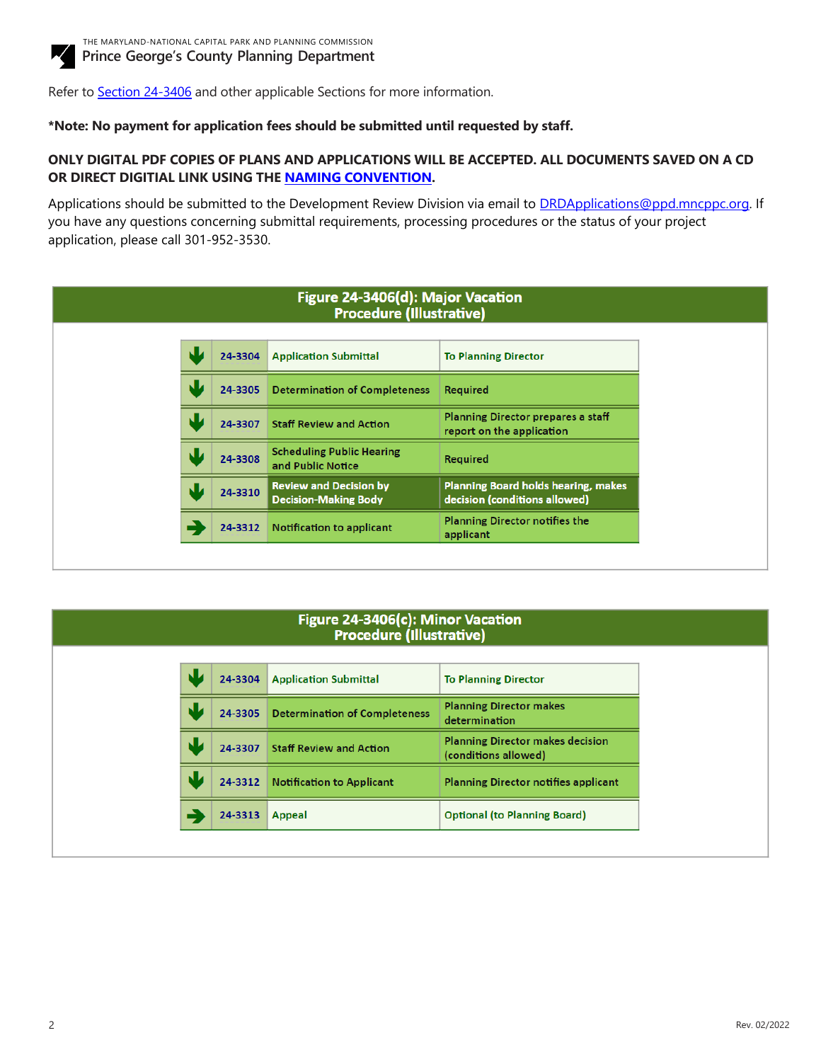Refer to Section 24-3406 and other applicable Sections for more information.

**\*Note: No payment for application fees should be submitted until requested by staff.**

**ONLY DIGITAL PDF COPIES OF PLANS AND APPLICATIONS WILL BE ACCEPTED. ALL DOCUMENTS SAVED ON A CD OR DIRECT DIGITIAL LINK USING THE NAMING CONVENTION.**

Applications should be submitted to the Development Review Division via email to DRDApplications@ppd.mncppc.org. If you have any questions concerning submittal requirements, processing procedures or the status of your project application, please call 301-952-3530.

**Figure 24-3406(d): Major Vacation Procedure (Illustrative)**

| | | |
|---|---|---|
| 24-3304 | Application Submittal | To Planning Director |
| 24-3305 | Determination of Completeness | Required |
| 24-3307 | Staff Review and Action | Planning Director prepares a staff report on the application |
| 24-3308 | Scheduling Public Hearing and Public Notice | Required |
| 24-3310 | Review and Decision by Decision-Making Body | Planning Board holds hearing, makes decision (conditions allowed) |
| 24-3312 | Notification to applicant | Planning Director notifies the applicant |

**Figure 24-3406(c): Minor Vacation Procedure (Illustrative)**

| | | |
|---|---|---|
| 24-3304 | Application Submittal | To Planning Director |
| 24-3305 | Determination of Completeness | Planning Director makes determination |
| 24-3307 | Staff Review and Action | Planning Director makes decision (conditions allowed) |
| 24-3312 | Notification to Applicant | Planning Director notifies applicant |
| 24-3313 | Appeal | Optional (to Planning Board) |

Rev. 02/2022